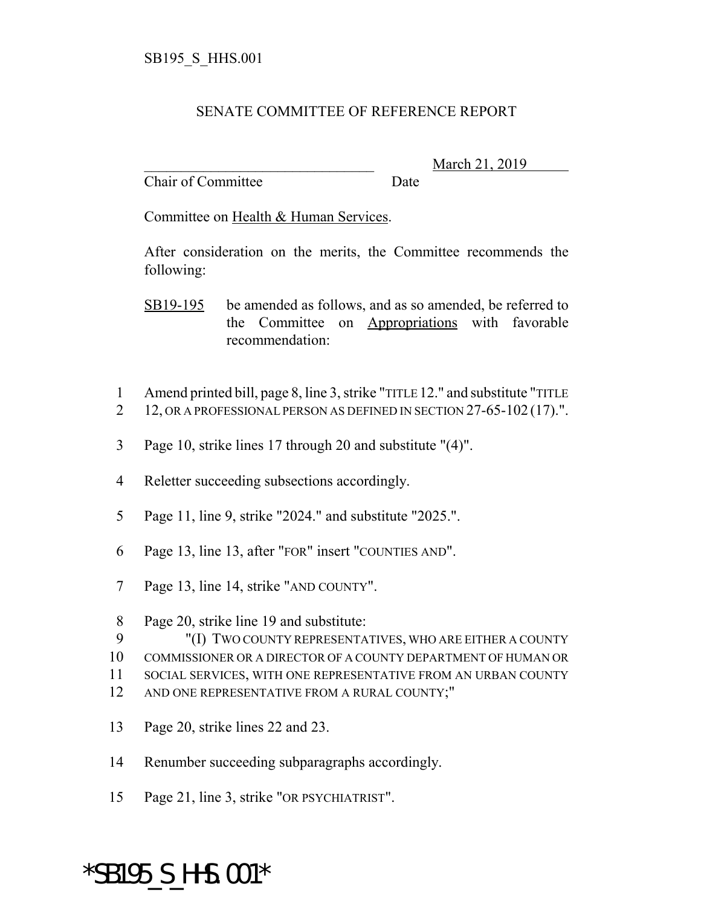SB195_S_HHS.001

SENATE COMMITTEE OF REFERENCE REPORT

_______________________________ March 21, 2019
Chair of Committee Date

Committee on Health & Human Services.

After consideration on the merits, the Committee recommends the following:

SB19-195 be amended as follows, and as so amended, be referred to the Committee on Appropriations with favorable recommendation:

1 Amend printed bill, page 8, line 3, strike "TITLE 12." and substitute "TITLE
2 12, OR A PROFESSIONAL PERSON AS DEFINED IN SECTION 27-65-102 (17).".

3 Page 10, strike lines 17 through 20 and substitute "(4)".

4 Reletter succeeding subsections accordingly.

5 Page 11, line 9, strike "2024." and substitute "2025.".

6 Page 13, line 13, after "FOR" insert "COUNTIES AND".

7 Page 13, line 14, strike "AND COUNTY".

8 Page 20, strike line 19 and substitute:
9 "(I) TWO COUNTY REPRESENTATIVES, WHO ARE EITHER A COUNTY
10 COMMISSIONER OR A DIRECTOR OF A COUNTY DEPARTMENT OF HUMAN OR
11 SOCIAL SERVICES, WITH ONE REPRESENTATIVE FROM AN URBAN COUNTY
12 AND ONE REPRESENTATIVE FROM A RURAL COUNTY;"

13 Page 20, strike lines 22 and 23.

14 Renumber succeeding subparagraphs accordingly.

15 Page 21, line 3, strike "OR PSYCHIATRIST".

*SB195_S_HHS.001*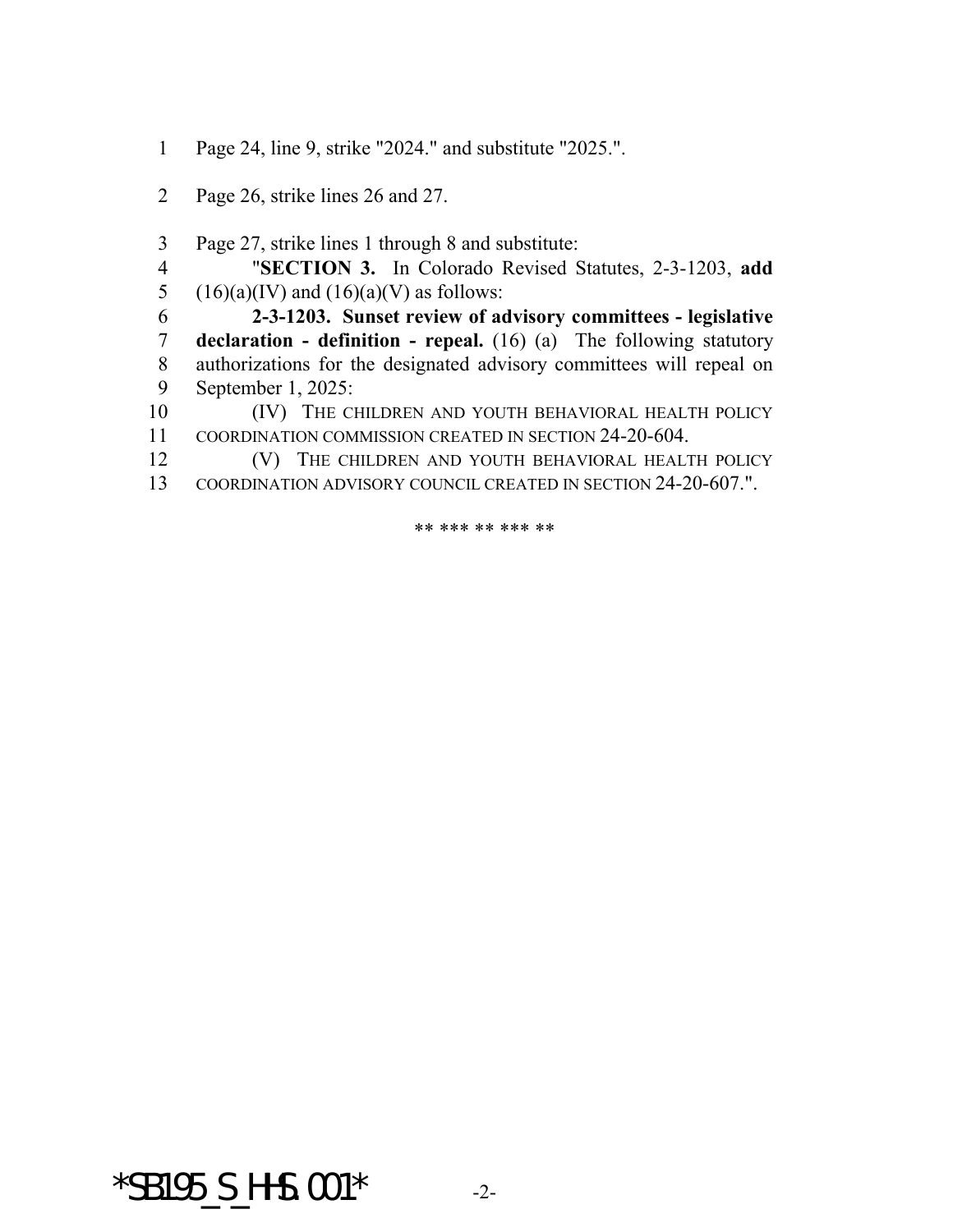Page 24, line 9, strike "2024." and substitute "2025.".

Page 26, strike lines 26 and 27.

Page 27, strike lines 1 through 8 and substitute:

"**SECTION 3.** In Colorado Revised Statutes, 2-3-1203, **add** (16)(a)(IV) and (16)(a)(V) as follows:

**2-3-1203. Sunset review of advisory committees - legislative declaration - definition - repeal.** (16) (a) The following statutory authorizations for the designated advisory committees will repeal on September 1, 2025:

(IV) THE CHILDREN AND YOUTH BEHAVIORAL HEALTH POLICY COORDINATION COMMISSION CREATED IN SECTION 24-20-604.

(V) THE CHILDREN AND YOUTH BEHAVIORAL HEALTH POLICY COORDINATION ADVISORY COUNCIL CREATED IN SECTION 24-20-607.".

** *** ** *** **

*SB195_S_HHS.001*